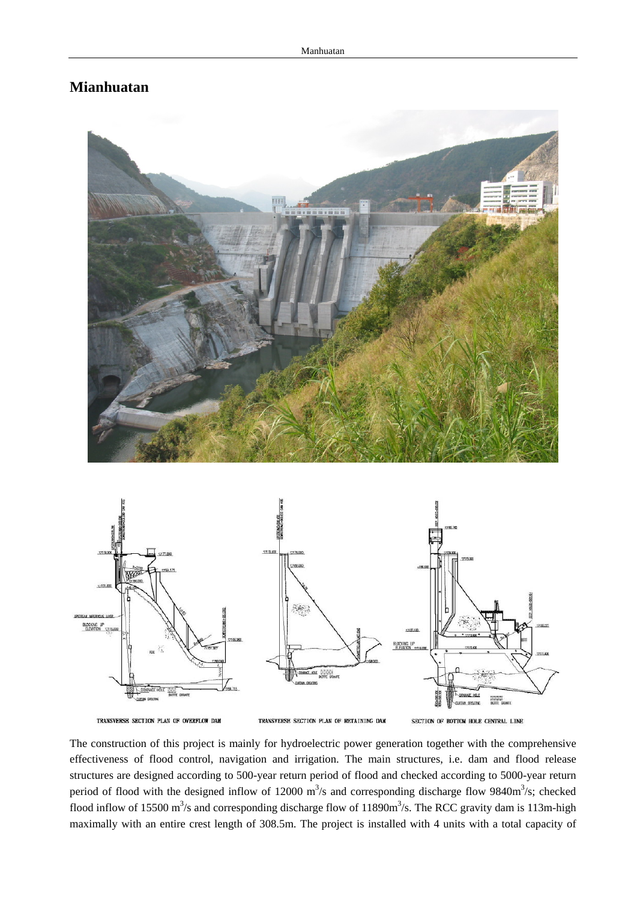# Mianhuatan

TRANSVERSE SECTION PLAN OF OVERFLOW DAM

TRANSVERSE SECTION PLAN OF RETAINING DAM

SECTION OF BOTTOM HOLE CENTRAL LINE

The construction of this project is mainly for hydroelectric power generation together with the comprehensive effectiveness of flood control, navigation and irrigation. The main structures, i.e. dam and flood release structures are designed according to 500-year return period of flood and checked according to 5000-year return period of flood with the designed inflow of 12000 $m^3/s$ and corresponding discharge flow 9840$m^3/s$; checked flood inflow of 15500 $m^3/s$ and corresponding discharge flow of 11890$m^3/s$. The RCC gravity dam is 113m-high maximally with an entire crest length of 308.5m. The project is installed with 4 units with a total capacity of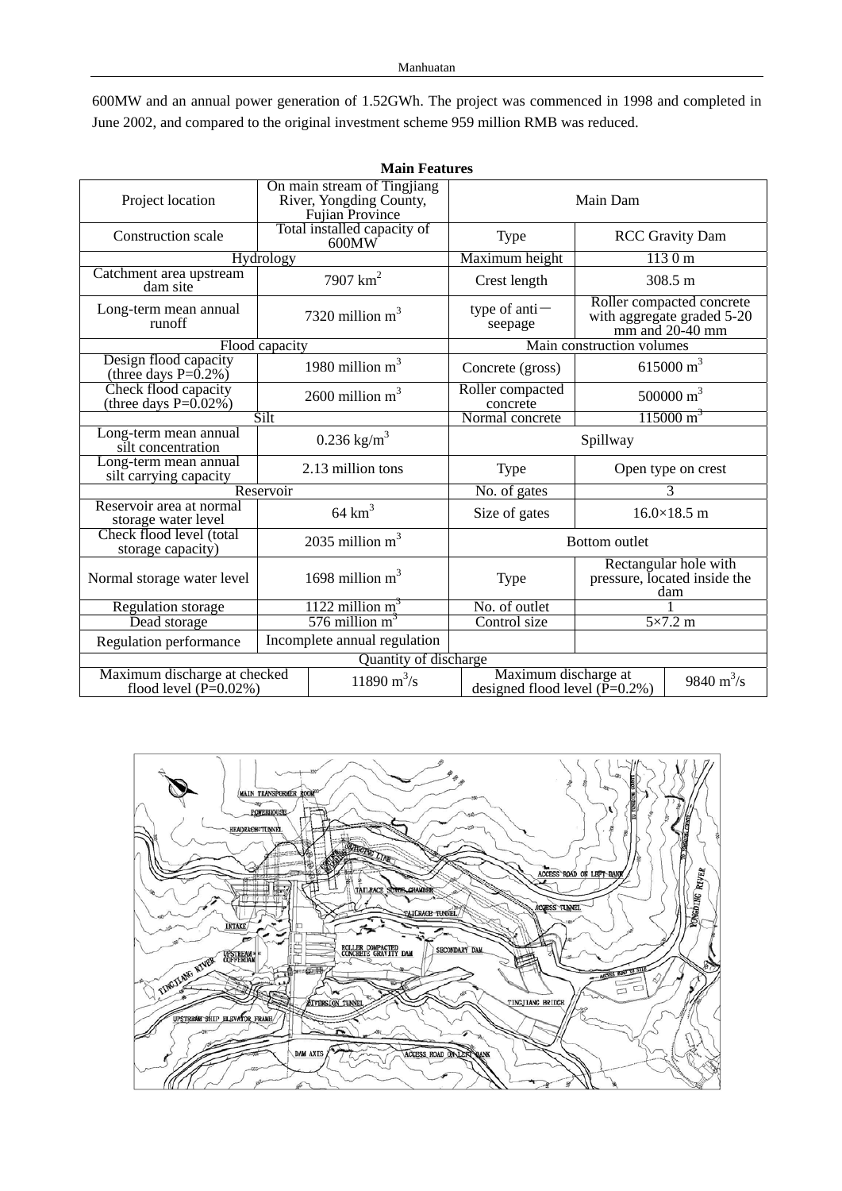600MW and an annual power generation of 1.52GWh. The project was commenced in 1998 and completed in June 2002, and compared to the original investment scheme 959 million RMB was reduced.

**Main Features**

| | | | |
|---|---|---|---|
| Project location | On main stream of Tingjiang River, Yongding County, Fujian Province | Main Dam | |
| Construction scale | Total installed capacity of 600MW | Type | RCC Gravity Dam |
| Hydrology | | Maximum height | 113 0 m |
| Catchment area upstream dam site | 7907 km$^2$ | Crest length | 308.5 m |
| Long-term mean annual runoff | 7320 million m$^3$ | type of anti－seepage | Roller compacted concrete with aggregate graded 5-20 mm and 20-40 mm |
| Flood capacity | | Main construction volumes | |
| Design flood capacity (three days P=0.2%) | 1980 million m$^3$ | Concrete (gross) | 615000 m$^3$ |
| Check flood capacity (three days P=0.02%) | 2600 million m$^3$ | Roller compacted concrete | 500000 m$^3$ |
| Silt | | Normal concrete | 115000 m$^3$ |
| Long-term mean annual silt concentration | 0.236 kg/m$^3$ | Spillway | |
| Long-term mean annual silt carrying capacity | 2.13 million tons | Type | Open type on crest |
| Reservoir | | No. of gates | 3 |
| Reservoir area at normal storage water level | 64 km$^3$ | Size of gates | 16.0×18.5 m |
| Check flood level (total storage capacity) | 2035 million m$^3$ | Bottom outlet | |
| Normal storage water level | 1698 million m$^3$ | Type | Rectangular hole with pressure, located inside the dam |
| Regulation storage | 1122 million m$^3$ | No. of outlet | 1 |
| Dead storage | 576 million m$^3$ | Control size | 5×7.2 m |
| Regulation performance | Incomplete annual regulation | | |
| Quantity of discharge | | | |
| Maximum discharge at checked flood level (P=0.02%) | 11890 m$^3$/s | Maximum discharge at designed flood level (P=0.2%) | 9840 m$^3$/s |

MAIN TRANSFORMER ROOM
POWERHOUSE
HEADRACE TUNNEL
OUTGOING LINE
ACCESS ROAD ON LEFT BANK
TAILRACE SURGE CHAMBER
ACCESS TUNNEL
TAILRACE TUNNEL
YONGDING RIVER
INTAKE
UPSTREAM COFFERDAM
ROLLER COMPACTED CONCRETE GRAVITY DAM
SECONDARY DAM
TINGJIANG RIVER
DIVERSION TUNNEL
TINGJIANG BRIDGE
UPSTREAM SHIP ELEVATOR FRAME
DAM AXIS
ACCESS ROAD ON LEFT BANK